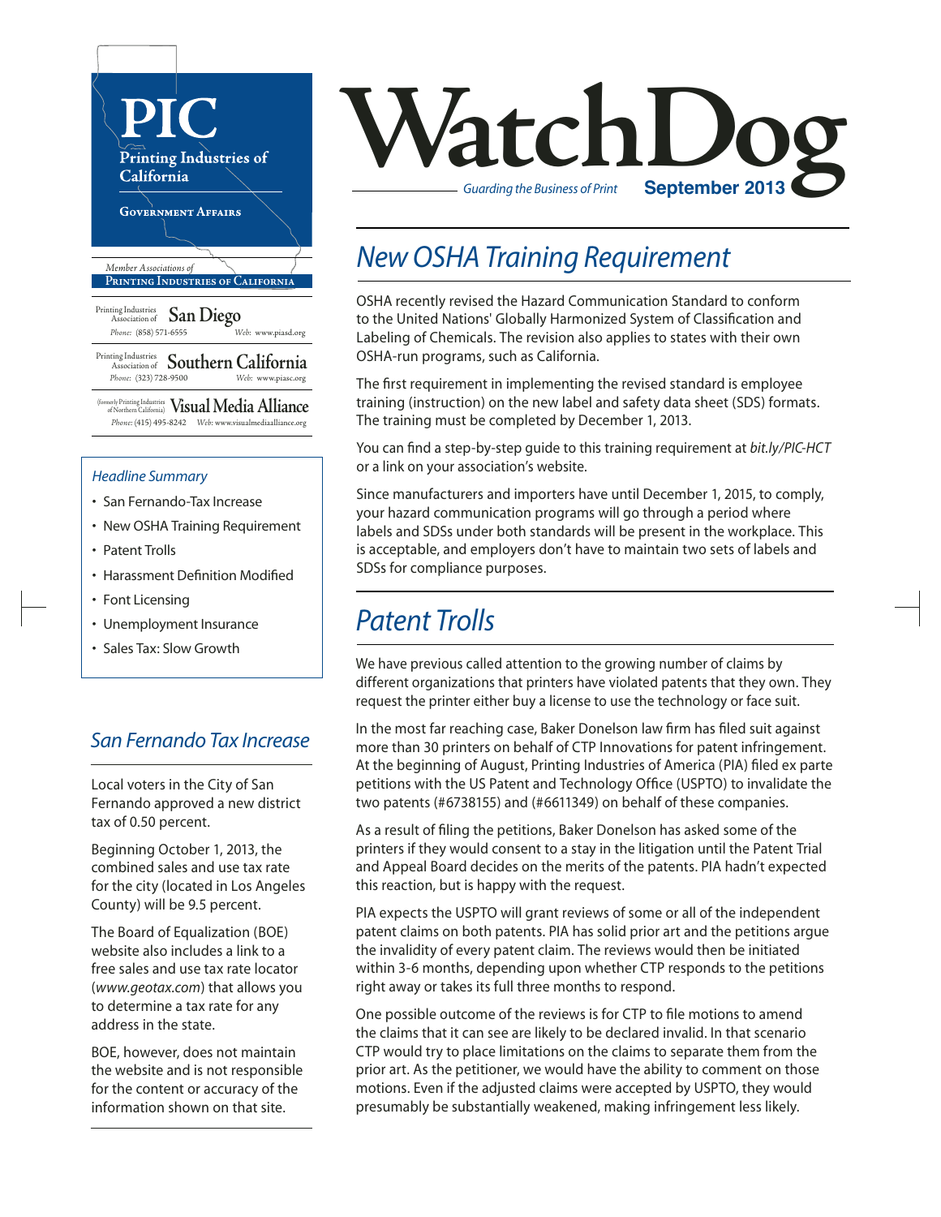# WatchDog

*Guarding the Business of Print* **September 2013**

**PIC**
**Printing Industries of California**
**Government Affairs**

*Member Associations of*
**Printing Industries of California**

Printing Industries Association of **San Diego**
*Phone:* (858) 571-6555 *Web:* www.piasd.org

Printing Industries Association of **Southern California**
*Phone:* (323) 728-9500 *Web:* www.piasc.org

(formerly Printing Industries of Northern California) **Visual Media Alliance**
*Phone:* (415) 495-8242 *Web:* www.visualmediaalliance.org

### *Headline Summary*

- San Fernando-Tax Increase
- New OSHA Training Requirement
- Patent Trolls
- Harassment Definition Modified
- Font Licensing
- Unemployment Insurance
- Sales Tax: Slow Growth

## *San Fernando Tax Increase*

Local voters in the City of San Fernando approved a new district tax of 0.50 percent.

Beginning October 1, 2013, the combined sales and use tax rate for the city (located in Los Angeles County) will be 9.5 percent.

The Board of Equalization (BOE) website also includes a link to a free sales and use tax rate locator (*www.geotax.com*) that allows you to determine a tax rate for any address in the state.

BOE, however, does not maintain the website and is not responsible for the content or accuracy of the information shown on that site.

## *New OSHA Training Requirement*

OSHA recently revised the Hazard Communication Standard to conform to the United Nations' Globally Harmonized System of Classification and Labeling of Chemicals. The revision also applies to states with their own OSHA-run programs, such as California.

The first requirement in implementing the revised standard is employee training (instruction) on the new label and safety data sheet (SDS) formats. The training must be completed by December 1, 2013.

You can find a step-by-step guide to this training requirement at *bit.ly/PIC-HCT* or a link on your association's website.

Since manufacturers and importers have until December 1, 2015, to comply, your hazard communication programs will go through a period where labels and SDSs under both standards will be present in the workplace. This is acceptable, and employers don't have to maintain two sets of labels and SDSs for compliance purposes.

## *Patent Trolls*

We have previous called attention to the growing number of claims by different organizations that printers have violated patents that they own. They request the printer either buy a license to use the technology or face suit.

In the most far reaching case, Baker Donelson law firm has filed suit against more than 30 printers on behalf of CTP Innovations for patent infringement. At the beginning of August, Printing Industries of America (PIA) filed ex parte petitions with the US Patent and Technology Office (USPTO) to invalidate the two patents (#6738155) and (#6611349) on behalf of these companies.

As a result of filing the petitions, Baker Donelson has asked some of the printers if they would consent to a stay in the litigation until the Patent Trial and Appeal Board decides on the merits of the patents. PIA hadn't expected this reaction, but is happy with the request.

PIA expects the USPTO will grant reviews of some or all of the independent patent claims on both patents. PIA has solid prior art and the petitions argue the invalidity of every patent claim. The reviews would then be initiated within 3-6 months, depending upon whether CTP responds to the petitions right away or takes its full three months to respond.

One possible outcome of the reviews is for CTP to file motions to amend the claims that it can see are likely to be declared invalid. In that scenario CTP would try to place limitations on the claims to separate them from the prior art. As the petitioner, we would have the ability to comment on those motions. Even if the adjusted claims were accepted by USPTO, they would presumably be substantially weakened, making infringement less likely.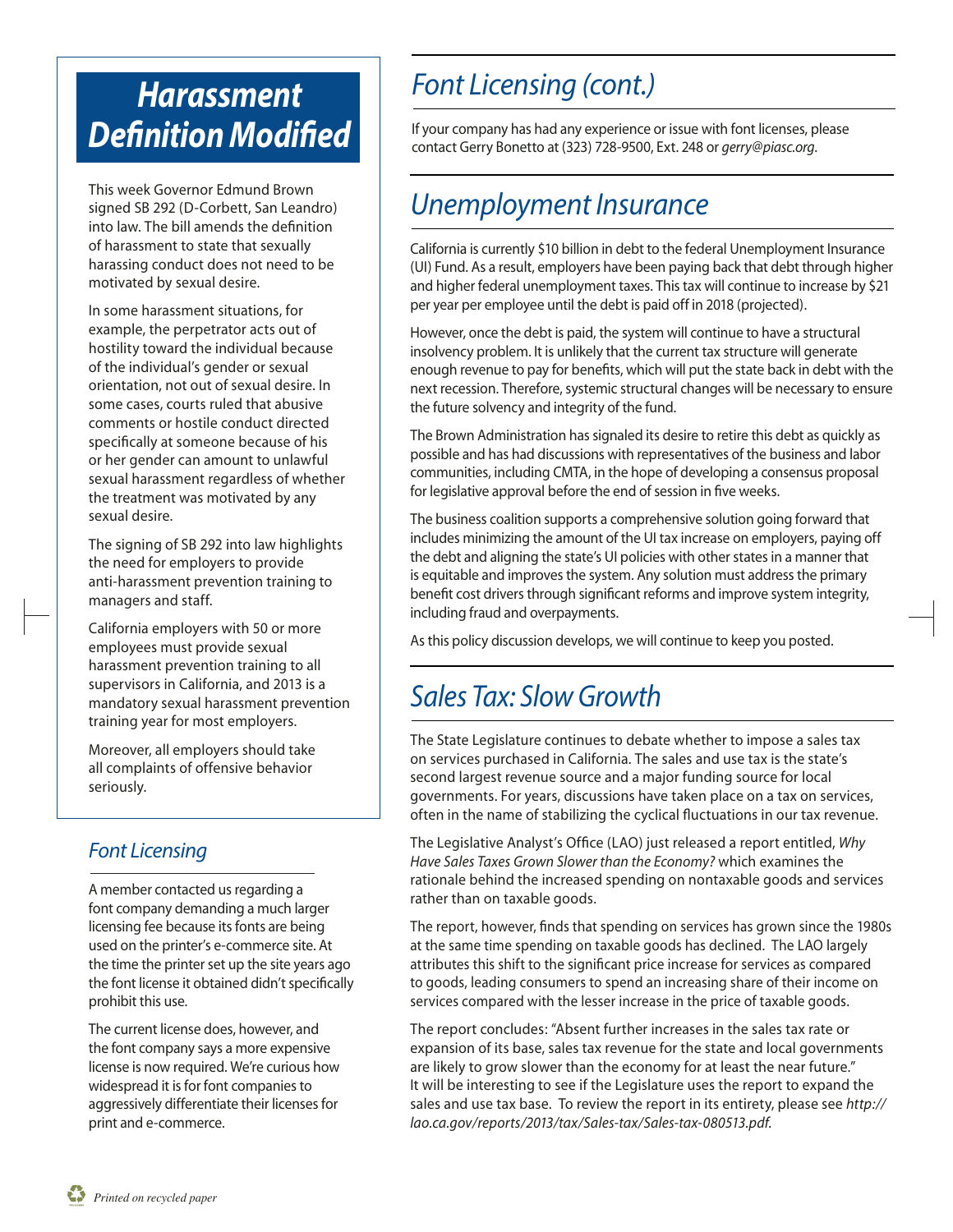## Harassment Definition Modified

This week Governor Edmund Brown signed SB 292 (D-Corbett, San Leandro) into law. The bill amends the definition of harassment to state that sexually harassing conduct does not need to be motivated by sexual desire.

In some harassment situations, for example, the perpetrator acts out of hostility toward the individual because of the individual's gender or sexual orientation, not out of sexual desire. In some cases, courts ruled that abusive comments or hostile conduct directed specifically at someone because of his or her gender can amount to unlawful sexual harassment regardless of whether the treatment was motivated by any sexual desire.

The signing of SB 292 into law highlights the need for employers to provide anti-harassment prevention training to managers and staff.

California employers with 50 or more employees must provide sexual harassment prevention training to all supervisors in California, and 2013 is a mandatory sexual harassment prevention training year for most employers.

Moreover, all employers should take all complaints of offensive behavior seriously.

## Font Licensing

A member contacted us regarding a font company demanding a much larger licensing fee because its fonts are being used on the printer's e-commerce site. At the time the printer set up the site years ago the font license it obtained didn't specifically prohibit this use.

The current license does, however, and the font company says a more expensive license is now required. We're curious how widespread it is for font companies to aggressively differentiate their licenses for print and e-commerce.

## Font Licensing (cont.)

If your company has had any experience or issue with font licenses, please contact Gerry Bonetto at (323) 728-9500, Ext. 248 or *gerry@piasc.org*.

## Unemployment Insurance

California is currently $10 billion in debt to the federal Unemployment Insurance (UI) Fund. As a result, employers have been paying back that debt through higher and higher federal unemployment taxes. This tax will continue to increase by $21 per year per employee until the debt is paid off in 2018 (projected).

However, once the debt is paid, the system will continue to have a structural insolvency problem. It is unlikely that the current tax structure will generate enough revenue to pay for benefits, which will put the state back in debt with the next recession. Therefore, systemic structural changes will be necessary to ensure the future solvency and integrity of the fund.

The Brown Administration has signaled its desire to retire this debt as quickly as possible and has had discussions with representatives of the business and labor communities, including CMTA, in the hope of developing a consensus proposal for legislative approval before the end of session in five weeks.

The business coalition supports a comprehensive solution going forward that includes minimizing the amount of the UI tax increase on employers, paying off the debt and aligning the state's UI policies with other states in a manner that is equitable and improves the system. Any solution must address the primary benefit cost drivers through significant reforms and improve system integrity, including fraud and overpayments.

As this policy discussion develops, we will continue to keep you posted.

## Sales Tax: Slow Growth

The State Legislature continues to debate whether to impose a sales tax on services purchased in California. The sales and use tax is the state's second largest revenue source and a major funding source for local governments. For years, discussions have taken place on a tax on services, often in the name of stabilizing the cyclical fluctuations in our tax revenue.

The Legislative Analyst's Office (LAO) just released a report entitled, *Why Have Sales Taxes Grown Slower than the Economy?* which examines the rationale behind the increased spending on nontaxable goods and services rather than on taxable goods.

The report, however, finds that spending on services has grown since the 1980s at the same time spending on taxable goods has declined. The LAO largely attributes this shift to the significant price increase for services as compared to goods, leading consumers to spend an increasing share of their income on services compared with the lesser increase in the price of taxable goods.

The report concludes: "Absent further increases in the sales tax rate or expansion of its base, sales tax revenue for the state and local governments are likely to grow slower than the economy for at least the near future." It will be interesting to see if the Legislature uses the report to expand the sales and use tax base. To review the report in its entirety, please see *http://lao.ca.gov/reports/2013/tax/Sales-tax/Sales-tax-080513.pdf.*

*Printed on recycled paper*